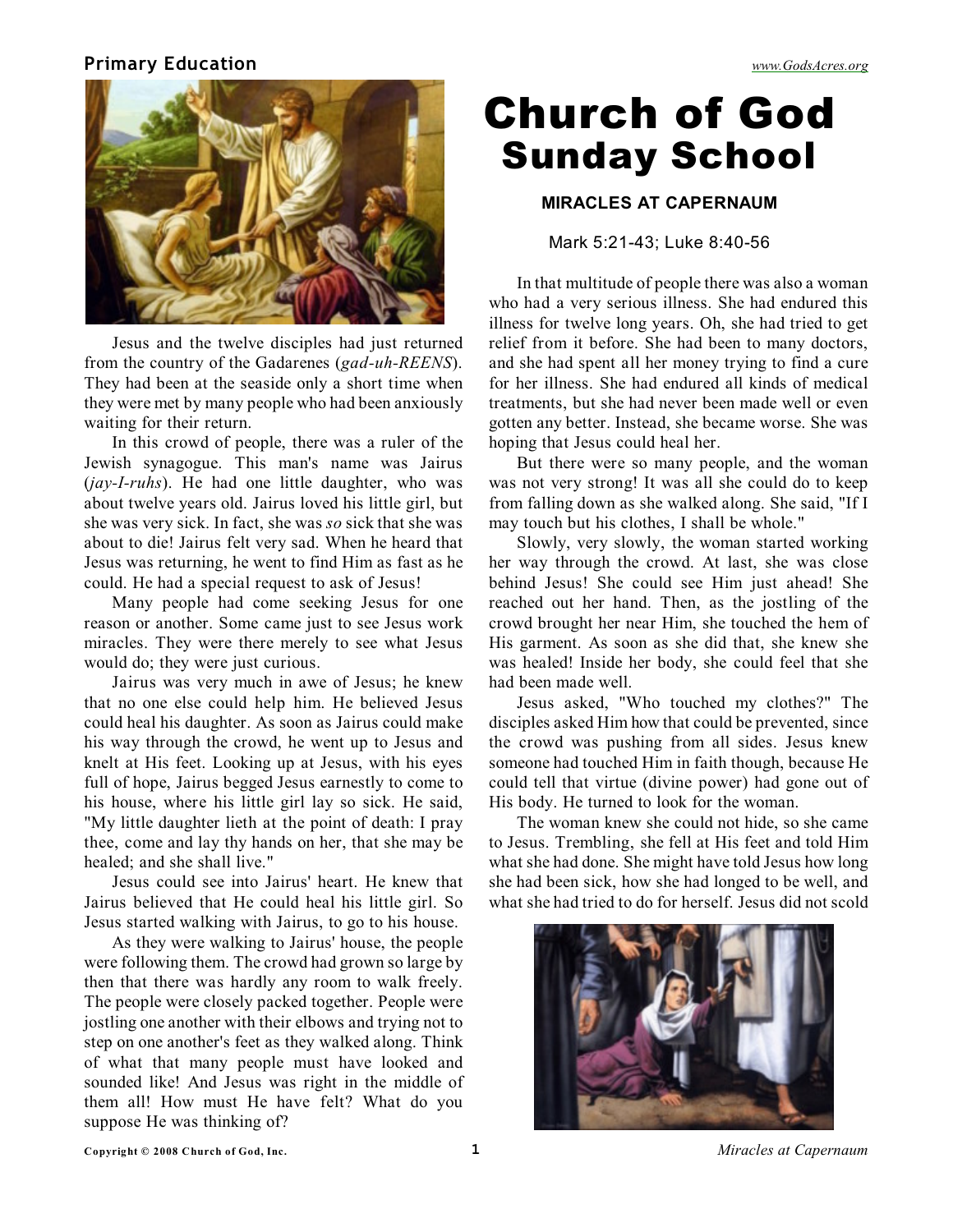Primary Education

# Church of God Sunday School

### MIRACLES AT CAPERNAUM

Mark 5:21-43; Luke 8:40-56

Jesus and the twelve disciples had just returned from the country of the Gadarenes (*gad-uh-REENS*). They had been at the seaside only a short time when they were met by many people who had been anxiously waiting for their return.

In this crowd of people, there was a ruler of the Jewish synagogue. This man's name was Jairus (*jay-I-ruhs*). He had one little daughter, who was about twelve years old. Jairus loved his little girl, but she was very sick. In fact, she was *so* sick that she was about to die! Jairus felt very sad. When he heard that Jesus was returning, he went to find Him as fast as he could. He had a special request to ask of Jesus!

Many people had come seeking Jesus for one reason or another. Some came just to see Jesus work miracles. They were there merely to see what Jesus would do; they were just curious.

Jairus was very much in awe of Jesus; he knew that no one else could help him. He believed Jesus could heal his daughter. As soon as Jairus could make his way through the crowd, he went up to Jesus and knelt at His feet. Looking up at Jesus, with his eyes full of hope, Jairus begged Jesus earnestly to come to his house, where his little girl lay so sick. He said, "My little daughter lieth at the point of death: I pray thee, come and lay thy hands on her, that she may be healed; and she shall live."

Jesus could see into Jairus' heart. He knew that Jairus believed that He could heal his little girl. So Jesus started walking with Jairus, to go to his house.

As they were walking to Jairus' house, the people were following them. The crowd had grown so large by then that there was hardly any room to walk freely. The people were closely packed together. People were jostling one another with their elbows and trying not to step on one another's feet as they walked along. Think of what that many people must have looked and sounded like! And Jesus was right in the middle of them all! How must He have felt? What do you suppose He was thinking of?

In that multitude of people there was also a woman who had a very serious illness. She had endured this illness for twelve long years. Oh, she had tried to get relief from it before. She had been to many doctors, and she had spent all her money trying to find a cure for her illness. She had endured all kinds of medical treatments, but she had never been made well or even gotten any better. Instead, she became worse. She was hoping that Jesus could heal her.

But there were so many people, and the woman was not very strong! It was all she could do to keep from falling down as she walked along. She said, "If I may touch but his clothes, I shall be whole."

Slowly, very slowly, the woman started working her way through the crowd. At last, she was close behind Jesus! She could see Him just ahead! She reached out her hand. Then, as the jostling of the crowd brought her near Him, she touched the hem of His garment. As soon as she did that, she knew she was healed! Inside her body, she could feel that she had been made well.

Jesus asked, "Who touched my clothes?" The disciples asked Him how that could be prevented, since the crowd was pushing from all sides. Jesus knew someone had touched Him in faith though, because He could tell that virtue (divine power) had gone out of His body. He turned to look for the woman.

The woman knew she could not hide, so she came to Jesus. Trembling, she fell at His feet and told Him what she had done. She might have told Jesus how long she had been sick, how she had longed to be well, and what she had tried to do for herself. Jesus did not scold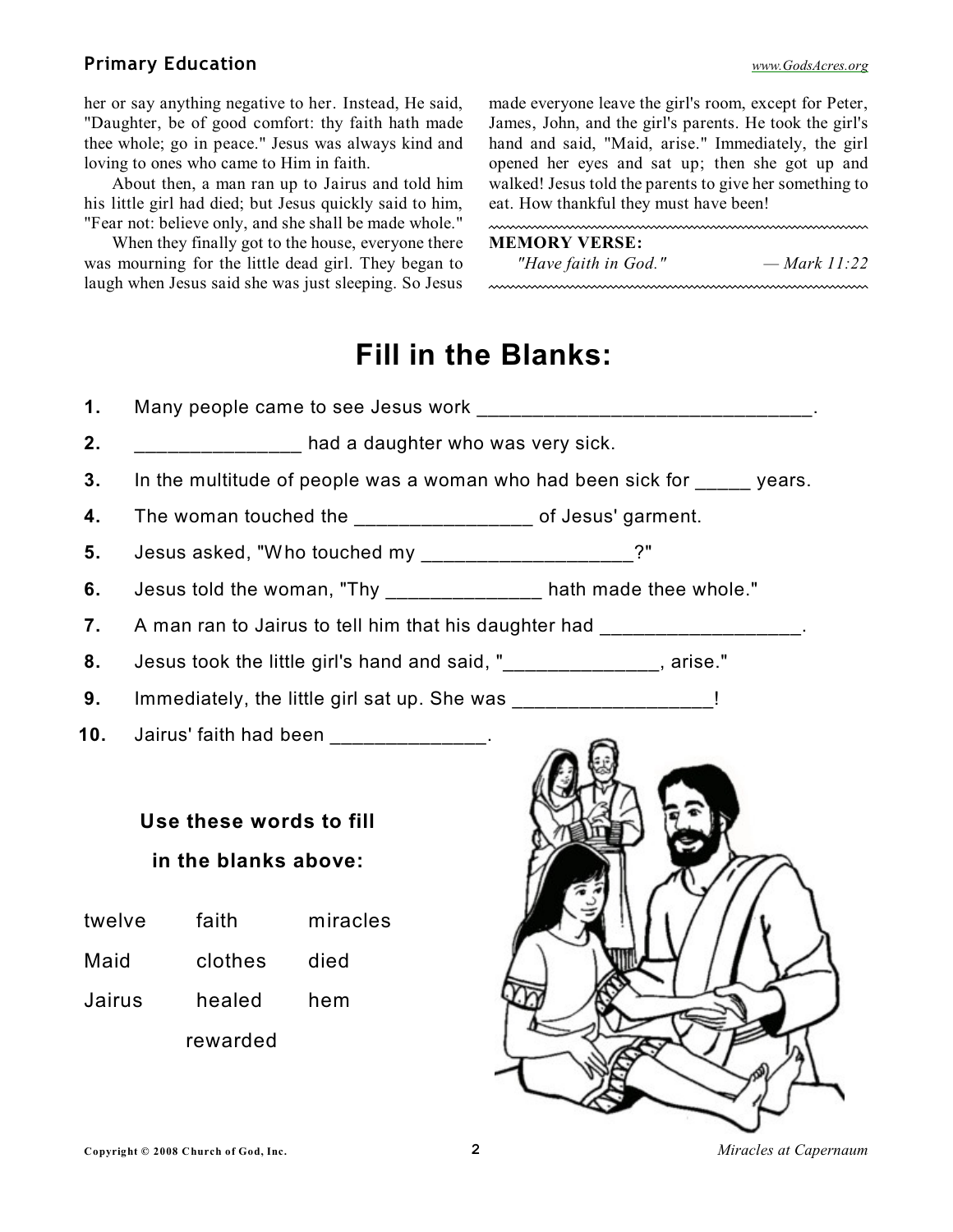her or say anything negative to her. Instead, He said, "Daughter, be of good comfort: thy faith hath made thee whole; go in peace." Jesus was always kind and loving to ones who came to Him in faith.

About then, a man ran up to Jairus and told him his little girl had died; but Jesus quickly said to him, "Fear not: believe only, and she shall be made whole."

When they finally got to the house, everyone there was mourning for the little dead girl. They began to laugh when Jesus said she was just sleeping. So Jesus made everyone leave the girl's room, except for Peter, James, John, and the girl's parents. He took the girl's hand and said, "Maid, arise." Immediately, the girl opened her eyes and sat up; then she got up and walked! Jesus told the parents to give her something to eat. How thankful they must have been!

**MEMORY VERSE:**

*"Have faith in God."* — *Mark 11:22*

# Fill in the Blanks:

1. Many people came to see Jesus work ________________________________.
2. ________________ had a daughter who was very sick.
3. In the multitude of people was a woman who had been sick for _____ years.
4. The woman touched the _________________ of Jesus' garment.
5. Jesus asked, "Who touched my ____________________?"
6. Jesus told the woman, "Thy _______________ hath made thee whole."
7. A man ran to Jairus to tell him that his daughter had ___________________.
8. Jesus took the little girl's hand and said, "_______________, arise."
9. Immediately, the little girl sat up. She was ___________________!
10. Jairus' faith had been _______________.

**Use these words to fill in the blanks above:**

| | | |
|---|---|---|
| twelve | faith | miracles |
| Maid | clothes | died |
| Jairus | healed | hem |
| | rewarded | |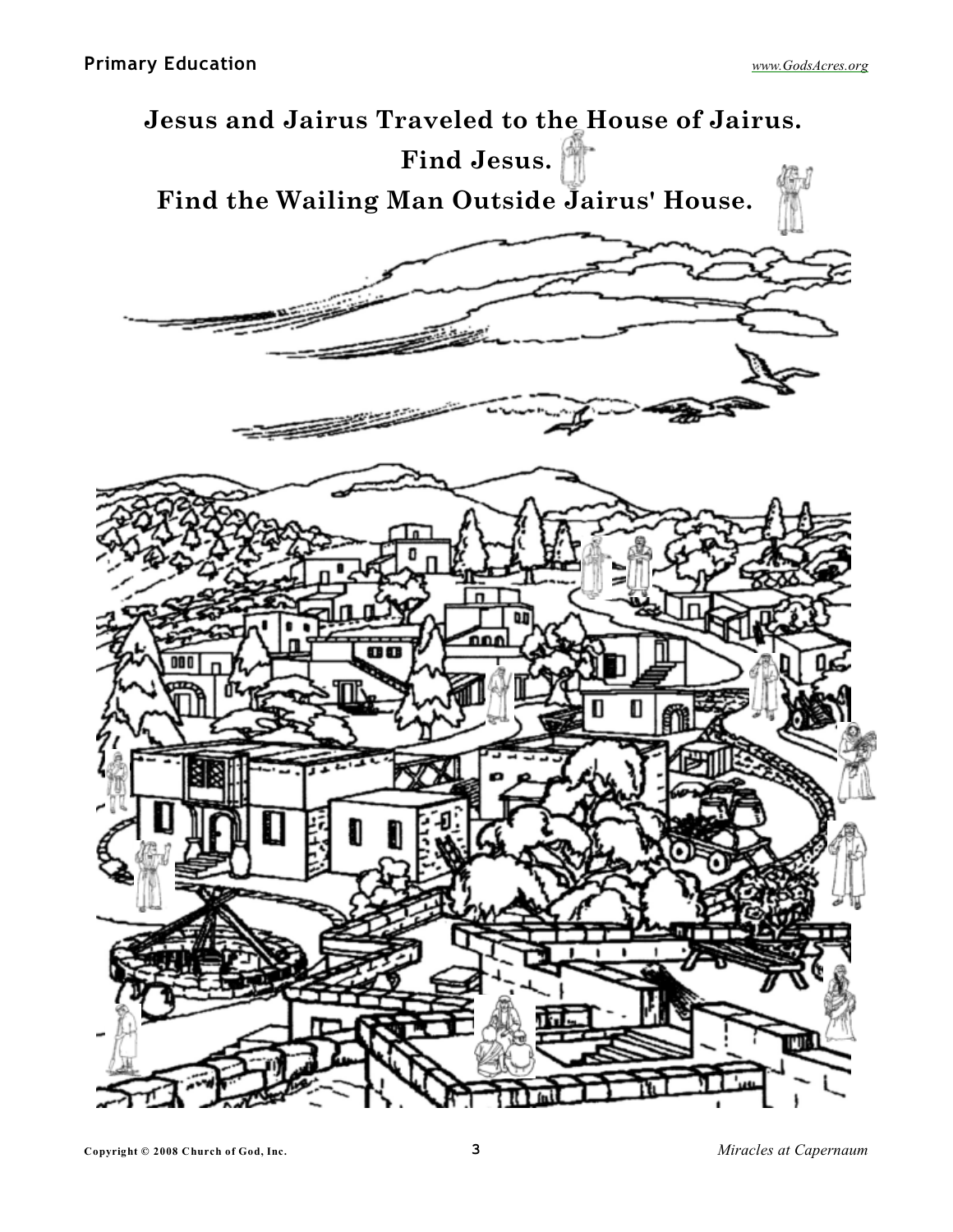# Jesus and Jairus Traveled to the House of Jairus.

## Find Jesus.

## Find the Wailing Man Outside Jairus' House.